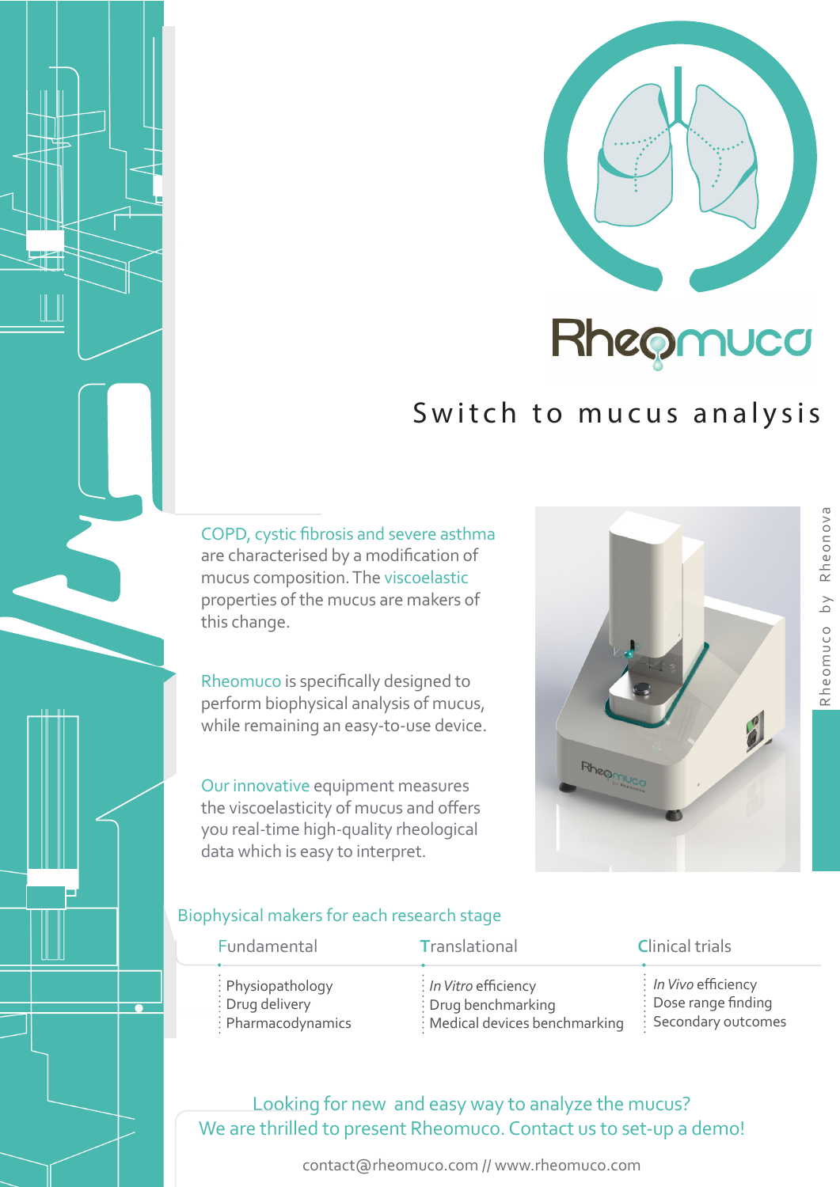# Rheomuco

## Switch to mucus analysis

COPD, cystic fibrosis and severe asthma are characterised by a modification of mucus composition. The viscoelastic properties of the mucus are makers of this change.

Rheomuco is specifically designed to perform biophysical analysis of mucus, while remaining an easy-to-use device.

Our innovative equipment measures the viscoelasticity of mucus and offers you real-time high-quality rheological data which is easy to interpret.

Rheomuco by Rheonova

### Biophysical makers for each research stage

| Fundamental | Translational | Clinical trials |
|---|---|---|
| Physiopathology | *In Vitro* efficiency | *In Vivo* efficiency |
| Drug delivery | Drug benchmarking | Dose range finding |
| Pharmacodynamics | Medical devices benchmarking | Secondary outcomes |

Looking for new and easy way to analyze the mucus?
We are thrilled to present Rheomuco. Contact us to set-up a demo!

contact@rheomuco.com // www.rheomuco.com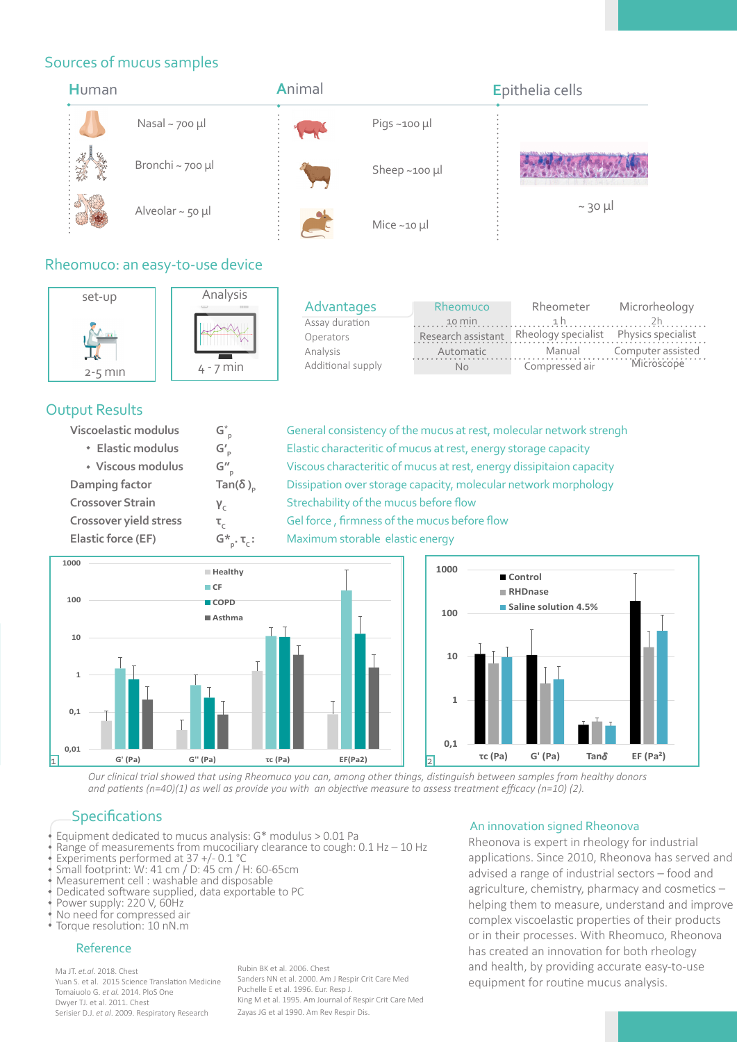## Sources of mucus samples

### Human

Nasal ~ 700 µl

Bronchi ~ 700 µl

Alveolar ~ 50 µl

### Animal

Pigs ~100 µl

Sheep ~100 µl

Mice ~10 µl

### Epithelia cells

~ 30 µl

## Rheomuco: an easy-to-use device

set-up

2-5 min

Analysis

4 - 7 min

| Advantages | Rheomuco | Rheometer | Microrheology |
|---|---|---|---|
| Assay duration | 10 min | 1 h | 2h |
| Operators | Research assistant | Rheology specialist | Physics specialist |
| Analysis | Automatic | Manual | Computer assisted |
| Additional supply | No | Compressed air | Microscope |

## Output Results

| | | |
|---|---|---|
| **Viscoelastic modulus** | $G^*_P$ | General consistency of the mucus at rest, molecular network strengh |
| • **Elastic modulus** | $G'_P$ | Elastic charactericit of mucus at rest, energy storage capacity |
| • **Viscous modulus** | $G''_P$ | Viscous charactericit of mucus at rest, energy dissipitaion capacity |
| **Damping factor** | $Tan(\delta)_P$ | Dissipation over storage capacity, molecular network morphology |
| **Crossover Strain** | $\gamma_C$ | Strechability of the mucus before flow |
| **Crossover yield stress** | $\tau_C$ | Gel force , firmness of the mucus before flow |
| **Elastic force (EF)** | $G^*_P . \tau_C$: | Maximum storable elastic energy |

1

1000
100
10
1
0,1
0,01

Healthy
CF
COPD
Asthma

G' (Pa)
G'' (Pa)
τc (Pa)
EF(Pa2)

2

1000
100
10
1
0,1

Control
RHDnase
Saline solution 4.5%

τc (Pa)
G' (Pa)
Tanδ
EF (Pa²)

*Our clinical trial showed that using Rheomuco you can, among other things, distinguish between samples from healthy donors and patients (n=40)(1) as well as provide you with an objective measure to assess treatment efficacy (n=10) (2).*

## Specifications

- Equipment dedicated to mucus analysis: G* modulus > 0.01 Pa
- Range of measurements from mucociliary clearance to cough: 0.1 Hz – 10 Hz
- Experiments performed at 37 +/- 0.1 °C
- Small footprint: W: 41 cm / D: 45 cm / H: 60-65cm
- Measurement cell : washable and disposable
- Dedicated software supplied, data exportable to PC
- Power supply: 220 V, 60Hz
- No need for compressed air
- Torque resolution: 10 nN.m

### Reference

Ma JT. *et.al*. 2018. Chest
Yuan S. et al. 2015 Science Translation Medicine
Tomaiuolo G. *et al.* 2014. PloS One
Dwyer TJ. et al. 2011. Chest
Serisier D.J. *et al.* 2009. Respiratory Research

Rubin BK et al. 2006. Chest
Sanders NN et al. 2000. Am J Respir Crit Care Med
Puchelle E et al. 1996. Eur. Resp J.
King M et al. 1995. Am Journal of Respir Crit Care Med
Zayas JG et al 1990. Am Rev Respir Dis.

## An innovation signed Rheonova

Rheonova is expert in rheology for industrial applications. Since 2010, Rheonova has served and advised a range of industrial sectors – food and agriculture, chemistry, pharmacy and cosmetics – helping them to measure, understand and improve complex viscoelastic properties of their products or in their processes. With Rheomuco, Rheonova has created an innovation for both rheology and health, by providing accurate easy-to-use equipment for routine mucus analysis.